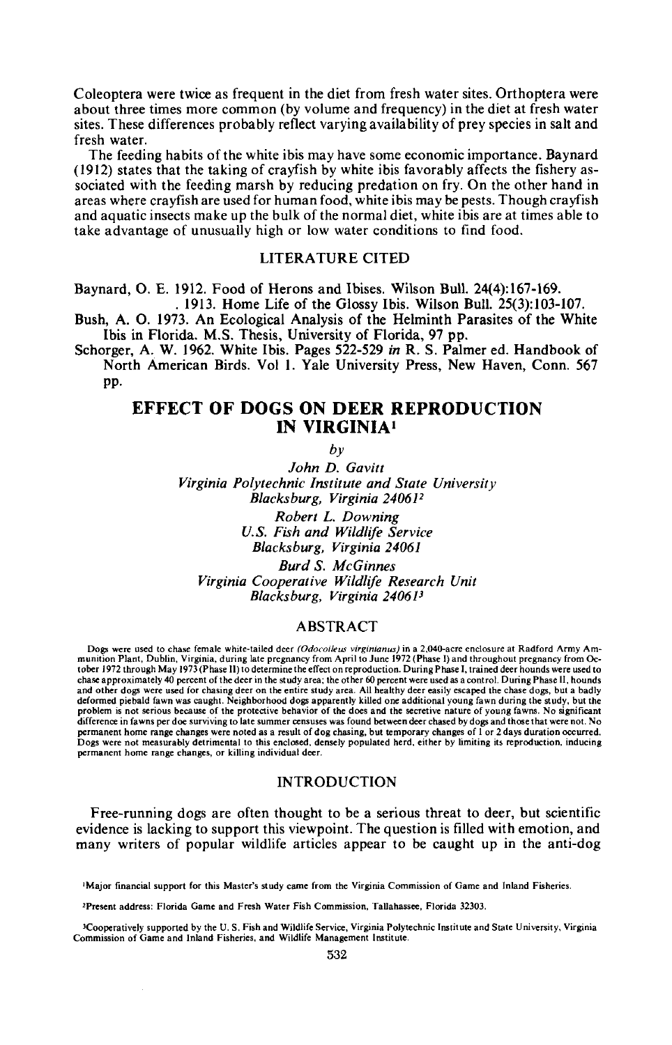Coleoptera were twice as frequent in the diet from fresh water sites. Orthoptera were about three times more common (by volume and frequency) in the diet at fresh water sites. These differences probably reflect varying availability of prey species in salt and fresh water.

The feeding habits of the white ibis may have some economic importance. Baynard (1912) states that the taking of crayfish by white ibis favorably affects the fishery associated with the feeding marsh by reducing predation on fry. On the other hand in areas where crayfish are used for human food, white ibis may be pests. Though crayfish and aquatic insects make up the bulk of the normal diet, white ibis are at times able to take advantage of unusually high or low water conditions to find food.

## LITERATURE CITED

Baynard, O. E. 1912. Food of Herons and Ibises. Wilson Bull. 24(4):167-169.

. 1913. Home Life of the Glossy Ibis. Wilson Bull. 25(3):103-107.

Bush, A. O. 1973. An Ecological Analysis of the Helminth Parasites of the White Ibis in Florida. M.S. Thesis, University of Florida, 97 pp.

Schorger, A. W. 1962. White Ibis. Pages 522-529 *in* R. S. Palmer ed. Handbook of North American Birds. Vol 1. Yale University Press, New Haven, Conn. 567 pp.

# EFFECT OF DOGS ON DEER REPRODUCTION IN VIRGINIA[1]

*by*

*John D. Gavitt*
*Virginia Polytechnic Institute and State University*
*Blacksburg, Virginia 24061*[2]

*Robert L. Downing*
*U.S. Fish and Wildlife Service*
*Blacksburg, Virginia 24061*

*Burd S. McGinnes*
*Virginia Cooperative Wildlife Research Unit*
*Blacksburg, Virginia 24061*[3]

## ABSTRACT

Dogs were used to chase female white-tailed deer *(Odocoileus virginianus)* in a 2,040-acre enclosure at Radford Army Ammunition Plant, Dublin, Virginia, during late pregnancy from April to June 1972 (Phase I) and throughout pregnancy from October 1972 through May 1973 (Phase II) to determine the effect on reproduction. During Phase I, trained deer hounds were used to chase approximately 40 percent of the deer in the study area; the other 60 percent were used as a control. During Phase II, hounds and other dogs were used for chasing deer on the entire study area. All healthy deer easily escaped the chase dogs, but a badly deformed piebald fawn was caught. Neighborhood dogs apparently killed one additional young fawn during the study, but the problem is not serious because of the protective behavior of the does and the secretive nature of young fawns. No significant difference in fawns per doe surviving to late summer censuses was found between deer chased by dogs and those that were not. No permanent home range changes were noted as a result of dog chasing, but temporary changes of 1 or 2 days duration occurred. Dogs were not measurably detrimental to this enclosed, densely populated herd, either by limiting its reproduction, inducing permanent home range changes, or killing individual deer.

## INTRODUCTION

Free-running dogs are often thought to be a serious threat to deer, but scientific evidence is lacking to support this viewpoint. The question is filled with emotion, and many writers of popular wildlife articles appear to be caught up in the anti-dog

[1]Major financial support for this Master's study came from the Virginia Commission of Game and Inland Fisheries.

[2]Present address: Florida Game and Fresh Water Fish Commission, Tallahassee, Florida 32303.

[3]Cooperatively supported by the U. S. Fish and Wildlife Service, Virginia Polytechnic Institute and State University, Virginia Commission of Game and Inland Fisheries, and Wildlife Management Institute.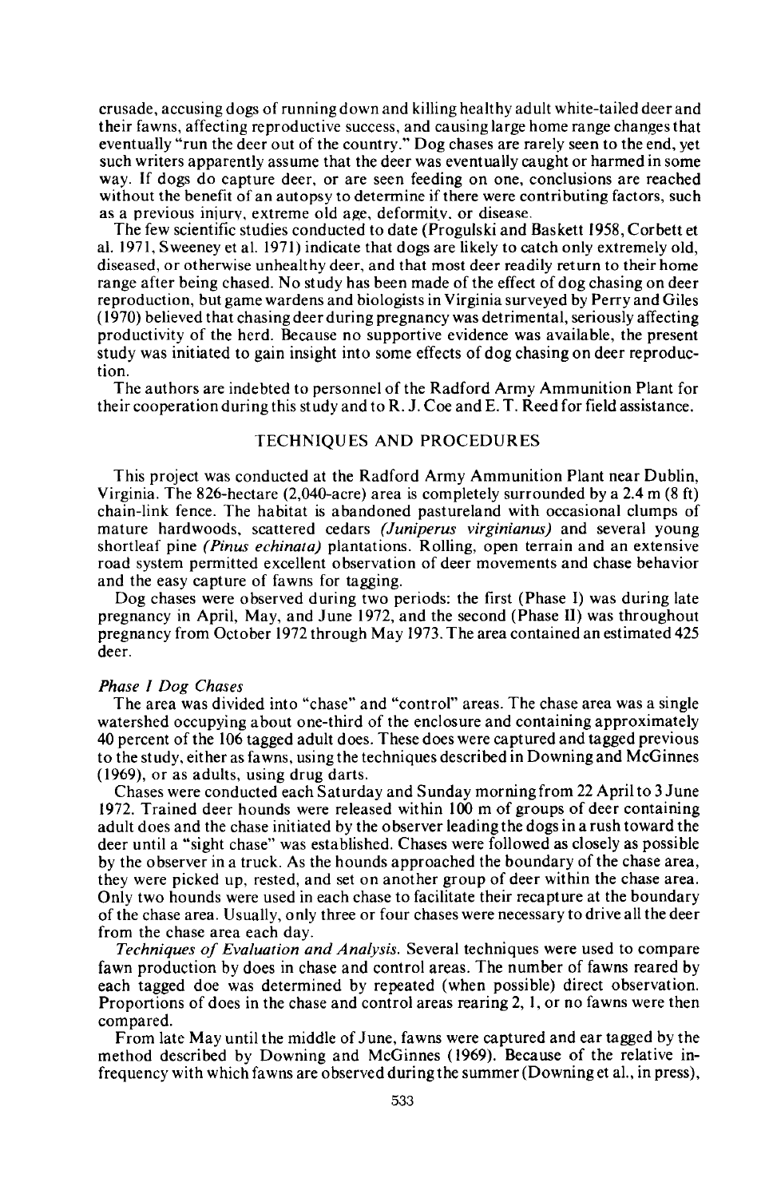crusade, accusing dogs of running down and killing healthy adult white-tailed deer and their fawns, affecting reproductive success, and causing large home range changes that eventually "run the deer out of the country." Dog chases are rarely seen to the end, yet such writers apparently assume that the deer was eventually caught or harmed in some way. If dogs do capture deer, or are seen feeding on one, conclusions are reached without the benefit of an autopsy to determine if there were contributing factors, such as a previous injury, extreme old age, deformity, or disease.

The few scientific studies conducted to date (Progulski and Baskett 1958, Corbett et al. 1971, Sweeney et al. 1971) indicate that dogs are likely to catch only extremely old, diseased, or otherwise unhealthy deer, and that most deer readily return to their home range after being chased. No study has been made of the effect of dog chasing on deer reproduction, but game wardens and biologists in Virginia surveyed by Perry and Giles (1970) believed that chasing deer during pregnancy was detrimental, seriously affecting productivity of the herd. Because no supportive evidence was available, the present study was initiated to gain insight into some effects of dog chasing on deer reproduction.

The authors are indebted to personnel of the Radford Army Ammunition Plant for their cooperation during this study and to R. J. Coe and E. T. Reed for field assistance.

## TECHNIQUES AND PROCEDURES

This project was conducted at the Radford Army Ammunition Plant near Dublin, Virginia. The 826-hectare (2,040-acre) area is completely surrounded by a 2.4 m (8 ft) chain-link fence. The habitat is abandoned pastureland with occasional clumps of mature hardwoods, scattered cedars *(Juniperus virginianus)* and several young shortleaf pine *(Pinus echinata)* plantations. Rolling, open terrain and an extensive road system permitted excellent observation of deer movements and chase behavior and the easy capture of fawns for tagging.

Dog chases were observed during two periods: the first (Phase I) was during late pregnancy in April, May, and June 1972, and the second (Phase II) was throughout pregnancy from October 1972 through May 1973. The area contained an estimated 425 deer.

### *Phase I Dog Chases*

The area was divided into "chase" and "control" areas. The chase area was a single watershed occupying about one-third of the enclosure and containing approximately 40 percent of the 106 tagged adult does. These does were captured and tagged previous to the study, either as fawns, using the techniques described in Downing and McGinnes (1969), or as adults, using drug darts.

Chases were conducted each Saturday and Sunday morning from 22 April to 3 June 1972. Trained deer hounds were released within 100 m of groups of deer containing adult does and the chase initiated by the observer leading the dogs in a rush toward the deer until a "sight chase" was established. Chases were followed as closely as possible by the observer in a truck. As the hounds approached the boundary of the chase area, they were picked up, rested, and set on another group of deer within the chase area. Only two hounds were used in each chase to facilitate their recapture at the boundary of the chase area. Usually, only three or four chases were necessary to drive all the deer from the chase area each day.

*Techniques of Evaluation and Analysis.* Several techniques were used to compare fawn production by does in chase and control areas. The number of fawns reared by each tagged doe was determined by repeated (when possible) direct observation. Proportions of does in the chase and control areas rearing 2, 1, or no fawns were then compared.

From late May until the middle of June, fawns were captured and ear tagged by the method described by Downing and McGinnes (1969). Because of the relative infrequency with which fawns are observed during the summer (Downing et al., in press),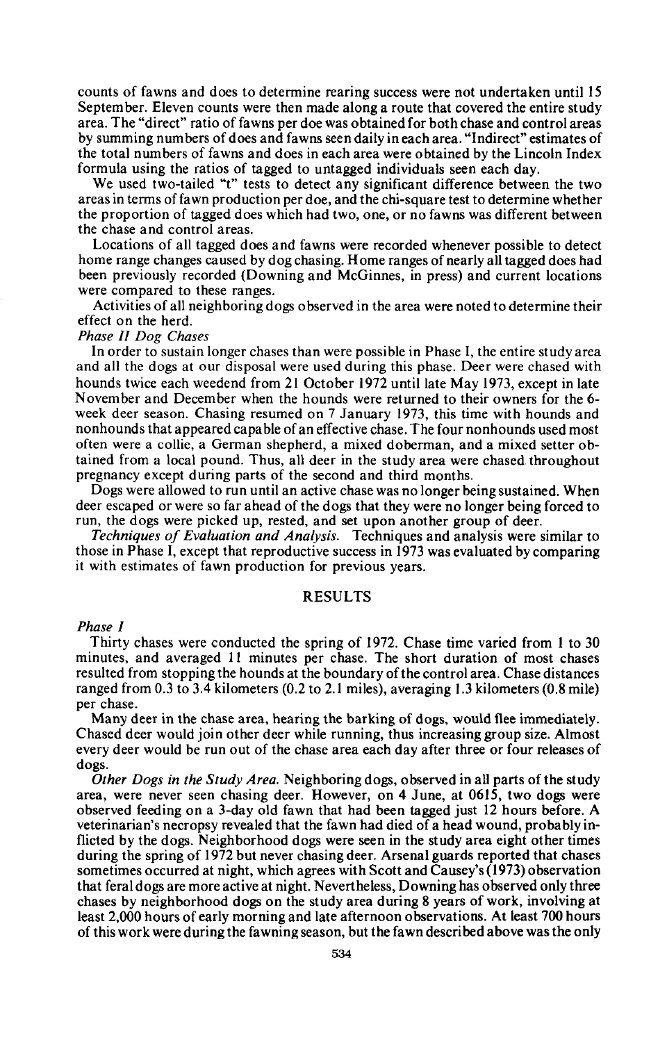counts of fawns and does to determine rearing success were not undertaken until 15 September. Eleven counts were then made along a route that covered the entire study area. The "direct" ratio of fawns per doe was obtained for both chase and control areas by summing numbers of does and fawns seen daily in each area. "Indirect" estimates of the total numbers of fawns and does in each area were obtained by the Lincoln Index formula using the ratios of tagged to untagged individuals seen each day.

We used two-tailed "t" tests to detect any significant difference between the two areas in terms of fawn production per doe, and the chi-square test to determine whether the proportion of tagged does which had two, one, or no fawns was different between the chase and control areas.

Locations of all tagged does and fawns were recorded whenever possible to detect home range changes caused by dog chasing. Home ranges of nearly all tagged does had been previously recorded (Downing and McGinnes, in press) and current locations were compared to these ranges.

Activities of all neighboring dogs observed in the area were noted to determine their effect on the herd.

*Phase II Dog Chases*

In order to sustain longer chases than were possible in Phase I, the entire study area and all the dogs at our disposal were used during this phase. Deer were chased with hounds twice each weedend from 21 October 1972 until late May 1973, except in late November and December when the hounds were returned to their owners for the 6-week deer season. Chasing resumed on 7 January 1973, this time with hounds and nonhounds that appeared capable of an effective chase. The four nonhounds used most often were a collie, a German shepherd, a mixed doberman, and a mixed setter obtained from a local pound. Thus, all deer in the study area were chased throughout pregnancy except during parts of the second and third months.

Dogs were allowed to run until an active chase was no longer being sustained. When deer escaped or were so far ahead of the dogs that they were no longer being forced to run, the dogs were picked up, rested, and set upon another group of deer.

*Techniques of Evaluation and Analysis.* Techniques and analysis were similar to those in Phase I, except that reproductive success in 1973 was evaluated by comparing it with estimates of fawn production for previous years.

## RESULTS

*Phase I*

Thirty chases were conducted the spring of 1972. Chase time varied from 1 to 30 minutes, and averaged 11 minutes per chase. The short duration of most chases resulted from stopping the hounds at the boundary of the control area. Chase distances ranged from 0.3 to 3.4 kilometers (0.2 to 2.1 miles), averaging 1.3 kilometers (0.8 mile) per chase.

Many deer in the chase area, hearing the barking of dogs, would flee immediately. Chased deer would join other deer while running, thus increasing group size. Almost every deer would be run out of the chase area each day after three or four releases of dogs.

*Other Dogs in the Study Area.* Neighboring dogs, observed in all parts of the study area, were never seen chasing deer. However, on 4 June, at 0615, two dogs were observed feeding on a 3-day old fawn that had been tagged just 12 hours before. A veterinarian's necropsy revealed that the fawn had died of a head wound, probably inflicted by the dogs. Neighborhood dogs were seen in the study area eight other times during the spring of 1972 but never chasing deer. Arsenal guards reported that chases sometimes occurred at night, which agrees with Scott and Causey's (1973) observation that feral dogs are more active at night. Nevertheless, Downing has observed only three chases by neighborhood dogs on the study area during 8 years of work, involving at least 2,000 hours of early morning and late afternoon observations. At least 700 hours of this work were during the fawning season, but the fawn described above was the only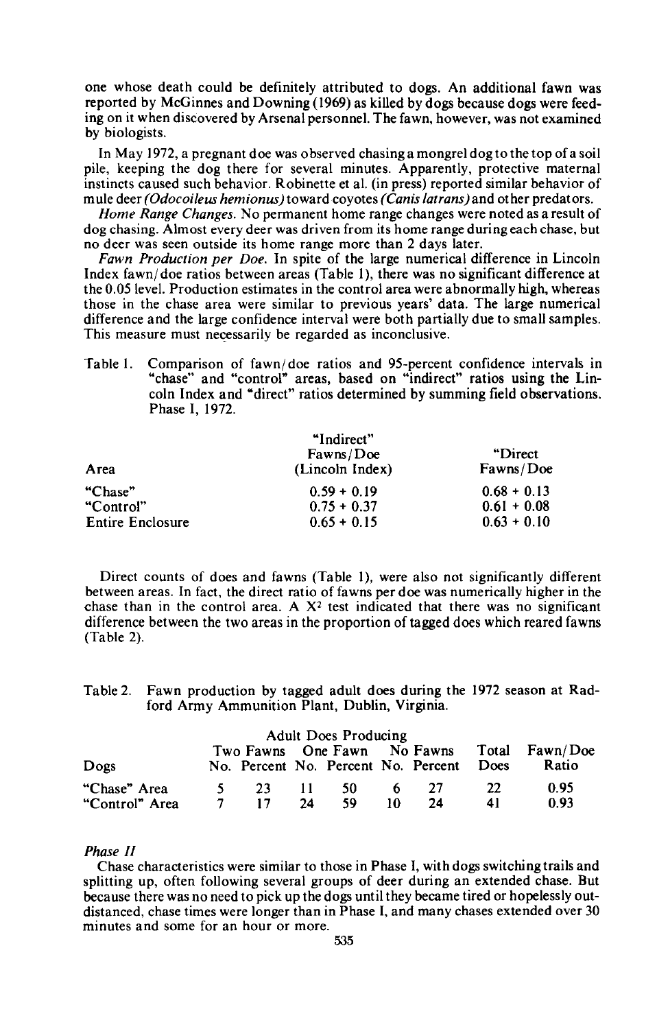one whose death could be definitely attributed to dogs. An additional fawn was reported by McGinnes and Downing (1969) as killed by dogs because dogs were feeding on it when discovered by Arsenal personnel. The fawn, however, was not examined by biologists.

In May 1972, a pregnant doe was observed chasing a mongrel dog to the top of a soil pile, keeping the dog there for several minutes. Apparently, protective maternal instincts caused such behavior. Robinette et al. (in press) reported similar behavior of mule deer *(Odocoileus hemionus)* toward coyotes *(Canis latrans)* and other predators.

*Home Range Changes.* No permanent home range changes were noted as a result of dog chasing. Almost every deer was driven from its home range during each chase, but no deer was seen outside its home range more than 2 days later.

*Fawn Production per Doe.* In spite of the large numerical difference in Lincoln Index fawn/doe ratios between areas (Table 1), there was no significant difference at the 0.05 level. Production estimates in the control area were abnormally high, whereas those in the chase area were similar to previous years' data. The large numerical difference and the large confidence interval were both partially due to small samples. This measure must necessarily be regarded as inconclusive.

Table 1. Comparison of fawn/doe ratios and 95-percent confidence intervals in "chase" and "control" areas, based on "indirect" ratios using the Lincoln Index and "direct" ratios determined by summing field observations. Phase I, 1972.

| Area | "Indirect" Fawns/Doe (Lincoln Index) | "Direct Fawns/Doe |
|---|---|---|
| "Chase" | 0.59 + 0.19 | 0.68 + 0.13 |
| "Control" | 0.75 + 0.37 | 0.61 + 0.08 |
| Entire Enclosure | 0.65 + 0.15 | 0.63 + 0.10 |

Direct counts of does and fawns (Table 1), were also not significantly different between areas. In fact, the direct ratio of fawns per doe was numerically higher in the chase than in the control area. A $X^2$ test indicated that there was no significant difference between the two areas in the proportion of tagged does which reared fawns (Table 2).

Table 2. Fawn production by tagged adult does during the 1972 season at Radford Army Ammunition Plant, Dublin, Virginia.

| | Adult Does Producing | | | | | | | |
|---|---|---|---|---|---|---|---|---|
| | Two Fawns | | One Fawn | | No Fawns | | | |
| Dogs | No. | Percent | No. | Percent | No. | Percent | Total Does | Fawn/Doe Ratio |
| "Chase" Area | 5 | 23 | 11 | 50 | 6 | 27 | 22 | 0.95 |
| "Control" Area | 7 | 17 | 24 | 59 | 10 | 24 | 41 | 0.93 |

### *Phase II*

Chase characteristics were similar to those in Phase I, with dogs switching trails and splitting up, often following several groups of deer during an extended chase. But because there was no need to pick up the dogs until they became tired or hopelessly outdistanced, chase times were longer than in Phase I, and many chases extended over 30 minutes and some for an hour or more.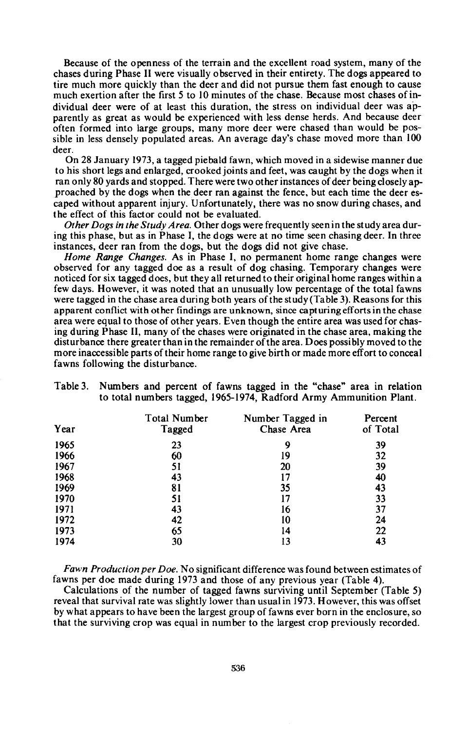Because of the openness of the terrain and the excellent road system, many of the chases during Phase II were visually observed in their entirety. The dogs appeared to tire much more quickly than the deer and did not pursue them fast enough to cause much exertion after the first 5 to 10 minutes of the chase. Because most chases of individual deer were of at least this duration, the stress on individual deer was apparently as great as would be experienced with less dense herds. And because deer often formed into large groups, many more deer were chased than would be possible in less densely populated areas. An average day's chase moved more than 100 deer.

On 28 January 1973, a tagged piebald fawn, which moved in a sidewise manner due to his short legs and enlarged, crooked joints and feet, was caught by the dogs when it ran only 80 yards and stopped. There were two other instances of deer being closely approached by the dogs when the deer ran against the fence, but each time the deer escaped without apparent injury. Unfortunately, there was no snow during chases, and the effect of this factor could not be evaluated.

*Other Dogs in the Study Area.* Other dogs were frequently seen in the study area during this phase, but as in Phase I, the dogs were at no time seen chasing deer. In three instances, deer ran from the dogs, but the dogs did not give chase.

*Home Range Changes.* As in Phase I, no permanent home range changes were observed for any tagged doe as a result of dog chasing. Temporary changes were noticed for six tagged does, but they all returned to their original home ranges within a few days. However, it was noted that an unusually low percentage of the total fawns were tagged in the chase area during both years of the study (Table 3). Reasons for this apparent conflict with other findings are unknown, since capturing efforts in the chase area were equal to those of other years. Even though the entire area was used for chasing during Phase II, many of the chases were originated in the chase area, making the disturbance there greater than in the remainder of the area. Does possibly moved to the more inaccessible parts of their home range to give birth or made more effort to conceal fawns following the disturbance.

Table 3. Numbers and percent of fawns tagged in the "chase" area in relation to total numbers tagged, 1965-1974, Radford Army Ammunition Plant.

| Year | Total Number Tagged | Number Tagged in Chase Area | Percent of Total |
|---|---|---|---|
| 1965 | 23 | 9 | 39 |
| 1966 | 60 | 19 | 32 |
| 1967 | 51 | 20 | 39 |
| 1968 | 43 | 17 | 40 |
| 1969 | 81 | 35 | 43 |
| 1970 | 51 | 17 | 33 |
| 1971 | 43 | 16 | 37 |
| 1972 | 42 | 10 | 24 |
| 1973 | 65 | 14 | 22 |
| 1974 | 30 | 13 | 43 |

*Fawn Production per Doe.* No significant difference was found between estimates of fawns per doe made during 1973 and those of any previous year (Table 4).

Calculations of the number of tagged fawns surviving until September (Table 5) reveal that survival rate was slightly lower than usual in 1973. However, this was offset by what appears to have been the largest group of fawns ever born in the enclosure, so that the surviving crop was equal in number to the largest crop previously recorded.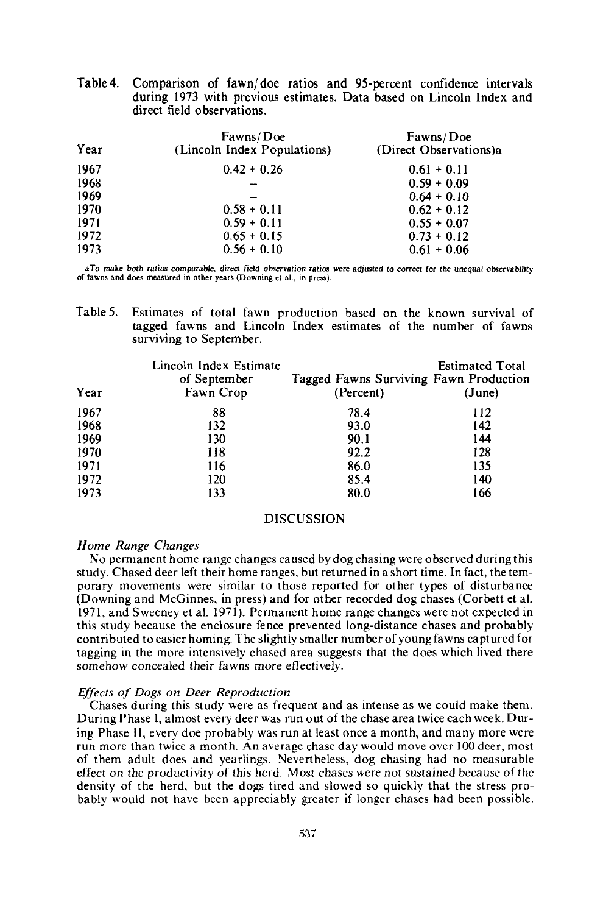Table 4. Comparison of fawn/doe ratios and 95-percent confidence intervals during 1973 with previous estimates. Data based on Lincoln Index and direct field observations.

| Year | Fawns/Doe (Lincoln Index Populations) | Fawns/Doe (Direct Observations)a |
|---|---|---|
| 1967 | 0.42 + 0.26 | 0.61 + 0.11 |
| 1968 | – | 0.59 + 0.09 |
| 1969 | – | 0.64 + 0.10 |
| 1970 | 0.58 + 0.11 | 0.62 + 0.12 |
| 1971 | 0.59 + 0.11 | 0.55 + 0.07 |
| 1972 | 0.65 + 0.15 | 0.73 + 0.12 |
| 1973 | 0.56 + 0.10 | 0.61 + 0.06 |

aTo make both ratios comparable, direct field observation ratios were adjusted to correct for the unequal observability of fawns and does measured in other years (Downing et al., in press).

Table 5. Estimates of total fawn production based on the known survival of tagged fawns and Lincoln Index estimates of the number of fawns surviving to September.

| Year | Lincoln Index Estimate of September Fawn Crop | Tagged Fawns Surviving (Percent) | Estimated Total Fawn Production (June) |
|---|---|---|---|
| 1967 | 88 | 78.4 | 112 |
| 1968 | 132 | 93.0 | 142 |
| 1969 | 130 | 90.1 | 144 |
| 1970 | 118 | 92.2 | 128 |
| 1971 | 116 | 86.0 | 135 |
| 1972 | 120 | 85.4 | 140 |
| 1973 | 133 | 80.0 | 166 |

## DISCUSSION

### *Home Range Changes*

No permanent home range changes caused by dog chasing were observed during this study. Chased deer left their home ranges, but returned in a short time. In fact, the temporary movements were similar to those reported for other types of disturbance (Downing and McGinnes, in press) and for other recorded dog chases (Corbett et al. 1971, and Sweeney et al. 1971). Permanent home range changes were not expected in this study because the enclosure fence prevented long-distance chases and probably contributed to easier homing. The slightly smaller number of young fawns captured for tagging in the more intensively chased area suggests that the does which lived there somehow concealed their fawns more effectively.

### *Effects of Dogs on Deer Reproduction*

Chases during this study were as frequent and as intense as we could make them. During Phase I, almost every deer was run out of the chase area twice each week. During Phase II, every doe probably was run at least once a month, and many more were run more than twice a month. An average chase day would move over 100 deer, most of them adult does and yearlings. Nevertheless, dog chasing had no measurable effect on the productivity of this herd. Most chases were not sustained because of the density of the herd, but the dogs tired and slowed so quickly that the stress probably would not have been appreciably greater if longer chases had been possible.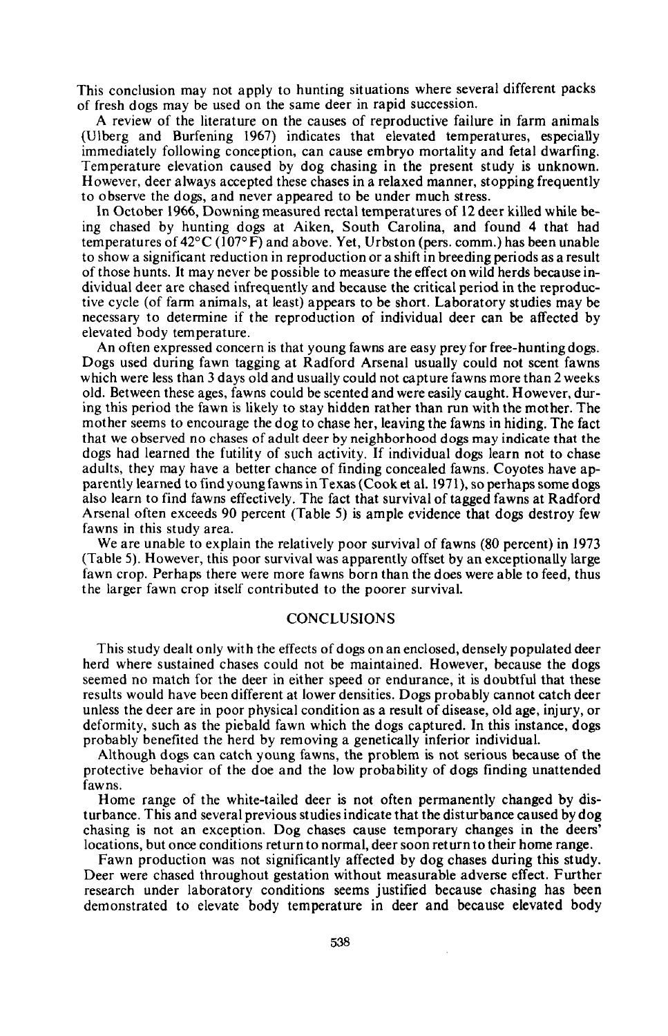This conclusion may not apply to hunting situations where several different packs of fresh dogs may be used on the same deer in rapid succession.

A review of the literature on the causes of reproductive failure in farm animals (Ulberg and Burfening 1967) indicates that elevated temperatures, especially immediately following conception, can cause embryo mortality and fetal dwarfing. Temperature elevation caused by dog chasing in the present study is unknown. However, deer always accepted these chases in a relaxed manner, stopping frequently to observe the dogs, and never appeared to be under much stress.

In October 1966, Downing measured rectal temperatures of 12 deer killed while being chased by hunting dogs at Aiken, South Carolina, and found 4 that had temperatures of 42°C (107°F) and above. Yet, Urbston (pers. comm.) has been unable to show a significant reduction in reproduction or a shift in breeding periods as a result of those hunts. It may never be possible to measure the effect on wild herds because individual deer are chased infrequently and because the critical period in the reproductive cycle (of farm animals, at least) appears to be short. Laboratory studies may be necessary to determine if the reproduction of individual deer can be affected by elevated body temperature.

An often expressed concern is that young fawns are easy prey for free-hunting dogs. Dogs used during fawn tagging at Radford Arsenal usually could not scent fawns which were less than 3 days old and usually could not capture fawns more than 2 weeks old. Between these ages, fawns could be scented and were easily caught. However, during this period the fawn is likely to stay hidden rather than run with the mother. The mother seems to encourage the dog to chase her, leaving the fawns in hiding. The fact that we observed no chases of adult deer by neighborhood dogs may indicate that the dogs had learned the futility of such activity. If individual dogs learn not to chase adults, they may have a better chance of finding concealed fawns. Coyotes have apparently learned to find young fawns in Texas (Cook et al. 1971), so perhaps some dogs also learn to find fawns effectively. The fact that survival of tagged fawns at Radford Arsenal often exceeds 90 percent (Table 5) is ample evidence that dogs destroy few fawns in this study area.

We are unable to explain the relatively poor survival of fawns (80 percent) in 1973 (Table 5). However, this poor survival was apparently offset by an exceptionally large fawn crop. Perhaps there were more fawns born than the does were able to feed, thus the larger fawn crop itself contributed to the poorer survival.

## CONCLUSIONS

This study dealt only with the effects of dogs on an enclosed, densely populated deer herd where sustained chases could not be maintained. However, because the dogs seemed no match for the deer in either speed or endurance, it is doubtful that these results would have been different at lower densities. Dogs probably cannot catch deer unless the deer are in poor physical condition as a result of disease, old age, injury, or deformity, such as the piebald fawn which the dogs captured. In this instance, dogs probably benefited the herd by removing a genetically inferior individual.

Although dogs can catch young fawns, the problem is not serious because of the protective behavior of the doe and the low probability of dogs finding unattended fawns.

Home range of the white-tailed deer is not often permanently changed by disturbance. This and several previous studies indicate that the disturbance caused by dog chasing is not an exception. Dog chases cause temporary changes in the deers' locations, but once conditions return to normal, deer soon return to their home range.

Fawn production was not significantly affected by dog chases during this study. Deer were chased throughout gestation without measurable adverse effect. Further research under laboratory conditions seems justified because chasing has been demonstrated to elevate body temperature in deer and because elevated body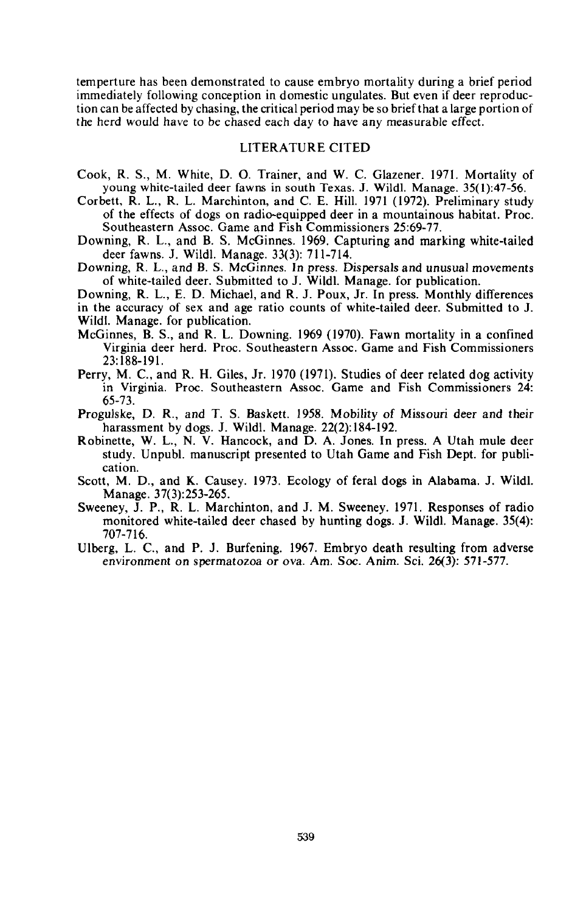temperture has been demonstrated to cause embryo mortality during a brief period immediately following conception in domestic ungulates. But even if deer reproduction can be affected by chasing, the critical period may be so brief that a large portion of the herd would have to be chased each day to have any measurable effect.

## LITERATURE CITED

Cook, R. S., M. White, D. O. Trainer, and W. C. Glazener. 1971. Mortality of young white-tailed deer fawns in south Texas. J. Wildl. Manage. 35(1):47-56.

Corbett, R. L., R. L. Marchinton, and C. E. Hill. 1971 (1972). Preliminary study of the effects of dogs on radio-equipped deer in a mountainous habitat. Proc. Southeastern Assoc. Game and Fish Commissioners 25:69-77.

Downing, R. L., and B. S. McGinnes. 1969. Capturing and marking white-tailed deer fawns. J. Wildl. Manage. 33(3): 711-714.

Downing, R. L., and B. S. McGinnes. In press. Dispersals and unusual movements of white-tailed deer. Submitted to J. Wildl. Manage. for publication.

Downing, R. L., E. D. Michael, and R. J. Poux, Jr. In press. Monthly differences in the accuracy of sex and age ratio counts of white-tailed deer. Submitted to J. Wildl. Manage. for publication.

McGinnes, B. S., and R. L. Downing. 1969 (1970). Fawn mortality in a confined Virginia deer herd. Proc. Southeastern Assoc. Game and Fish Commissioners 23:188-191.

Perry, M. C., and R. H. Giles, Jr. 1970 (1971). Studies of deer related dog activity in Virginia. Proc. Southeastern Assoc. Game and Fish Commissioners 24: 65-73.

Progulske, D. R., and T. S. Baskett. 1958. Mobility of Missouri deer and their harassment by dogs. J. Wildl. Manage. 22(2):184-192.

Robinette, W. L., N. V. Hancock, and D. A. Jones. In press. A Utah mule deer study. Unpubl. manuscript presented to Utah Game and Fish Dept. for publication.

Scott, M. D., and K. Causey. 1973. Ecology of feral dogs in Alabama. J. Wildl. Manage. 37(3):253-265.

Sweeney, J. P., R. L. Marchinton, and J. M. Sweeney. 1971. Responses of radio monitored white-tailed deer chased by hunting dogs. J. Wildl. Manage. 35(4): 707-716.

Ulberg, L. C., and P. J. Burfening. 1967. Embryo death resulting from adverse environment on spermatozoa or ova. Am. Soc. Anim. Sci. 26(3): 571-577.